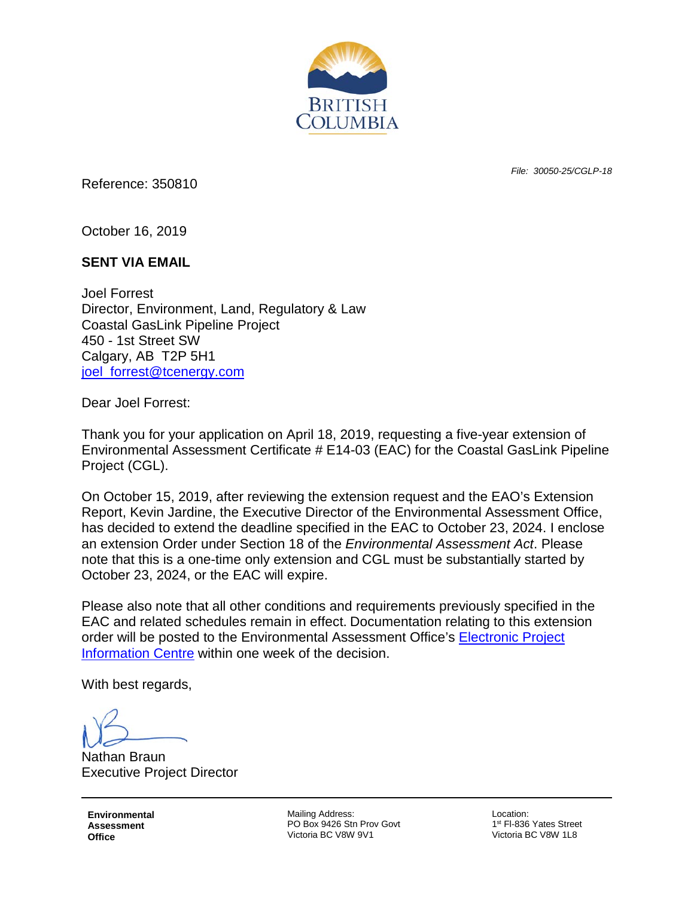BRITISH COLUMBIA

*File: 30050-25/CGLP-18*

Reference: 350810

October 16, 2019

**SENT VIA EMAIL**

Joel Forrest
Director, Environment, Land, Regulatory & Law
Coastal GasLink Pipeline Project
450 - 1st Street SW
Calgary, AB T2P 5H1
joel_forrest@tcenergy.com

Dear Joel Forrest:

Thank you for your application on April 18, 2019, requesting a five-year extension of Environmental Assessment Certificate # E14-03 (EAC) for the Coastal GasLink Pipeline Project (CGL).

On October 15, 2019, after reviewing the extension request and the EAO's Extension Report, Kevin Jardine, the Executive Director of the Environmental Assessment Office, has decided to extend the deadline specified in the EAC to October 23, 2024. I enclose an extension Order under Section 18 of the *Environmental Assessment Act*. Please note that this is a one-time only extension and CGL must be substantially started by October 23, 2024, or the EAC will expire.

Please also note that all other conditions and requirements previously specified in the EAC and related schedules remain in effect. Documentation relating to this extension order will be posted to the Environmental Assessment Office's Electronic Project Information Centre within one week of the decision.

With best regards,

Nathan Braun
Executive Project Director

**Environmental Assessment Office**

Mailing Address:
PO Box 9426 Stn Prov Govt
Victoria BC V8W 9V1

Location:
1st Fl-836 Yates Street
Victoria BC V8W 1L8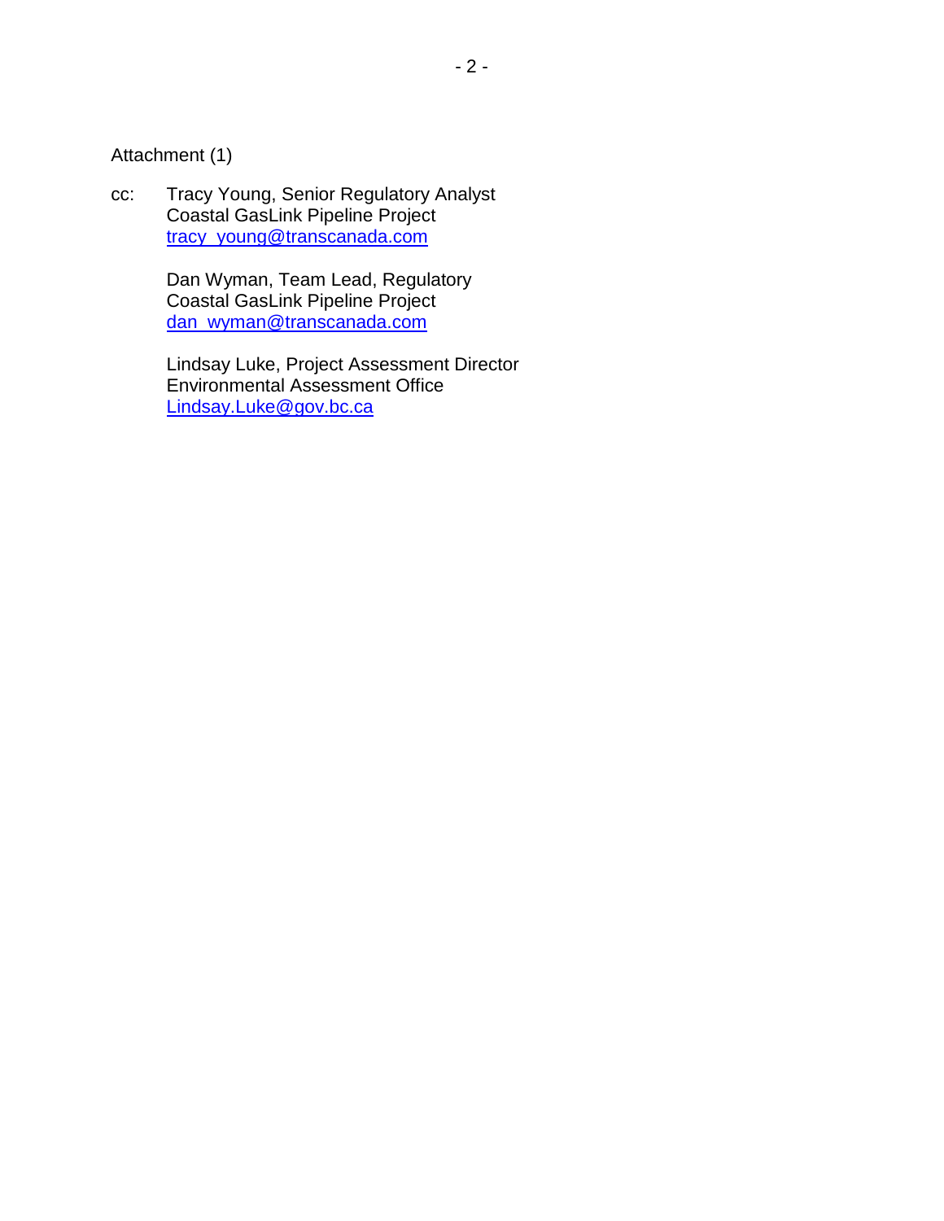Attachment (1)

cc: Tracy Young, Senior Regulatory Analyst
Coastal GasLink Pipeline Project
tracy_young@transcanada.com

Dan Wyman, Team Lead, Regulatory
Coastal GasLink Pipeline Project
dan_wyman@transcanada.com

Lindsay Luke, Project Assessment Director
Environmental Assessment Office
Lindsay.Luke@gov.bc.ca